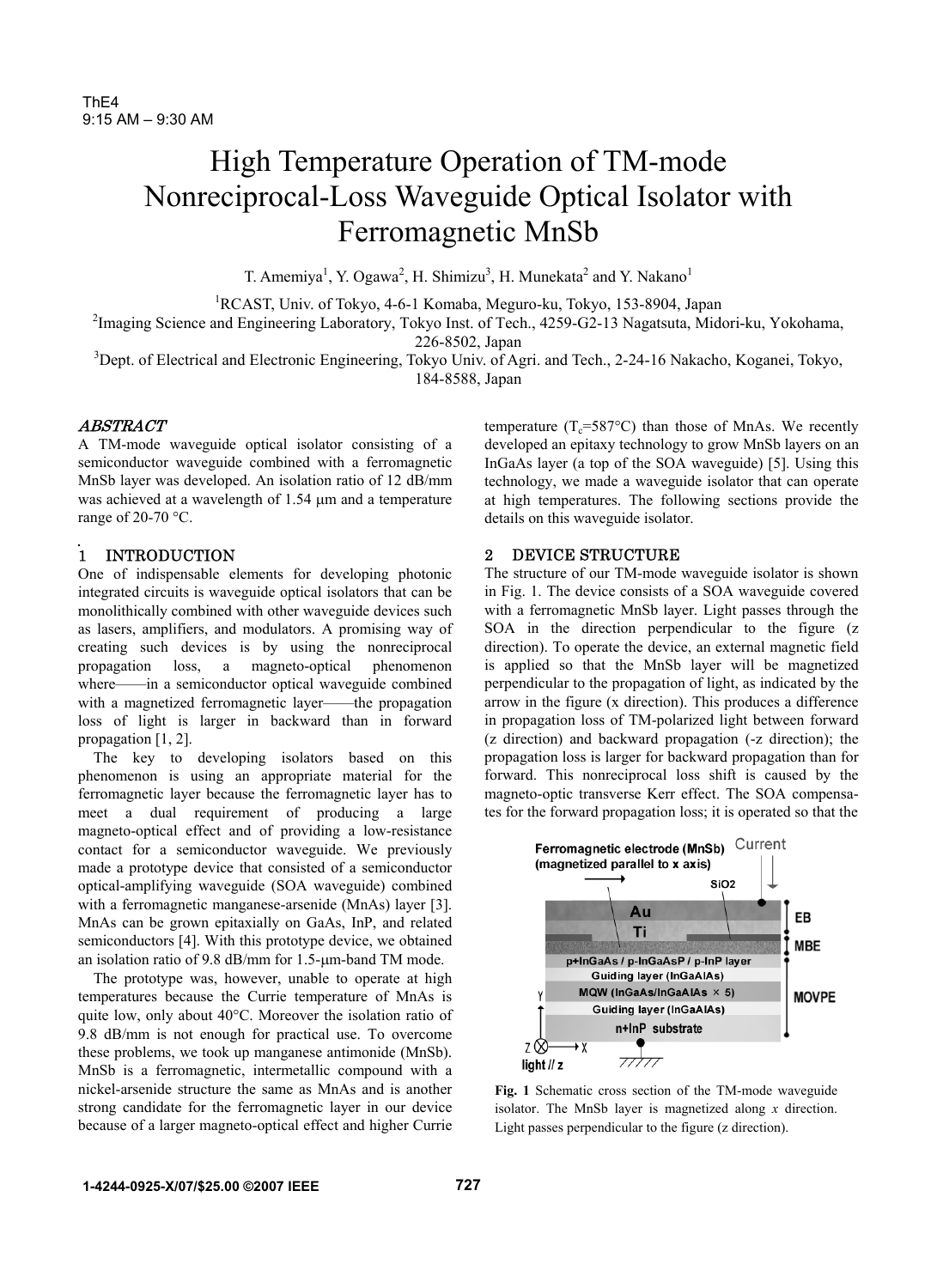# High Temperature Operation of TM-mode Nonreciprocal-Loss Waveguide Optical Isolator with Ferromagnetic MnSb

T. Amemiya[1], Y. Ogawa[2], H. Shimizu[3], H. Munekata[2] and Y. Nakano[1]

[1]RCAST, Univ. of Tokyo, 4-6-1 Komaba, Meguro-ku, Tokyo, 153-8904, Japan
[2]Imaging Science and Engineering Laboratory, Tokyo Inst. of Tech., 4259-G2-13 Nagatsuta, Midori-ku, Yokohama, 226-8502, Japan
[3]Dept. of Electrical and Electronic Engineering, Tokyo Univ. of Agri. and Tech., 2-24-16 Nakacho, Koganei, Tokyo, 184-8588, Japan

## ABSTRACT

A TM-mode waveguide optical isolator consisting of a semiconductor waveguide combined with a ferromagnetic MnSb layer was developed. An isolation ratio of 12 dB/mm was achieved at a wavelength of 1.54 μm and a temperature range of 20-70 °C.

## 1 INTRODUCTION

One of indispensable elements for developing photonic integrated circuits is waveguide optical isolators that can be monolithically combined with other waveguide devices such as lasers, amplifiers, and modulators. A promising way of creating such devices is by using the nonreciprocal propagation loss, a magneto-optical phenomenon where——in a semiconductor optical waveguide combined with a magnetized ferromagnetic layer——the propagation loss of light is larger in backward than in forward propagation [1, 2].

The key to developing isolators based on this phenomenon is using an appropriate material for the ferromagnetic layer because the ferromagnetic layer has to meet a dual requirement of producing a large magneto-optical effect and of providing a low-resistance contact for a semiconductor waveguide. We previously made a prototype device that consisted of a semiconductor optical-amplifying waveguide (SOA waveguide) combined with a ferromagnetic manganese-arsenide (MnAs) layer [3]. MnAs can be grown epitaxially on GaAs, InP, and related semiconductors [4]. With this prototype device, we obtained an isolation ratio of 9.8 dB/mm for 1.5-μm-band TM mode.

The prototype was, however, unable to operate at high temperatures because the Currie temperature of MnAs is quite low, only about 40°C. Moreover the isolation ratio of 9.8 dB/mm is not enough for practical use. To overcome these problems, we took up manganese antimonide (MnSb). MnSb is a ferromagnetic, intermetallic compound with a nickel-arsenide structure the same as MnAs and is another strong candidate for the ferromagnetic layer in our device because of a larger magneto-optical effect and higher Currie temperature ($T_c$=587°C) than those of MnAs. We recently developed an epitaxy technology to grow MnSb layers on an InGaAs layer (a top of the SOA waveguide) [5]. Using this technology, we made a waveguide isolator that can operate at high temperatures. The following sections provide the details on this waveguide isolator.

## 2 DEVICE STRUCTURE

The structure of our TM-mode waveguide isolator is shown in Fig. 1. The device consists of a SOA waveguide covered with a ferromagnetic MnSb layer. Light passes through the SOA in the direction perpendicular to the figure (*z* direction). To operate the device, an external magnetic field is applied so that the MnSb layer will be magnetized perpendicular to the propagation of light, as indicated by the arrow in the figure (x direction). This produces a difference in propagation loss of TM-polarized light between forward (z direction) and backward propagation (-z direction); the propagation loss is larger for backward propagation than for forward. This nonreciprocal loss shift is caused by the magneto-optic transverse Kerr effect. The SOA compensates for the forward propagation loss; it is operated so that the

**Fig. 1** Schematic cross section of the TM-mode waveguide isolator. The MnSb layer is magnetized along *x* direction. Light passes perpendicular to the figure (z direction).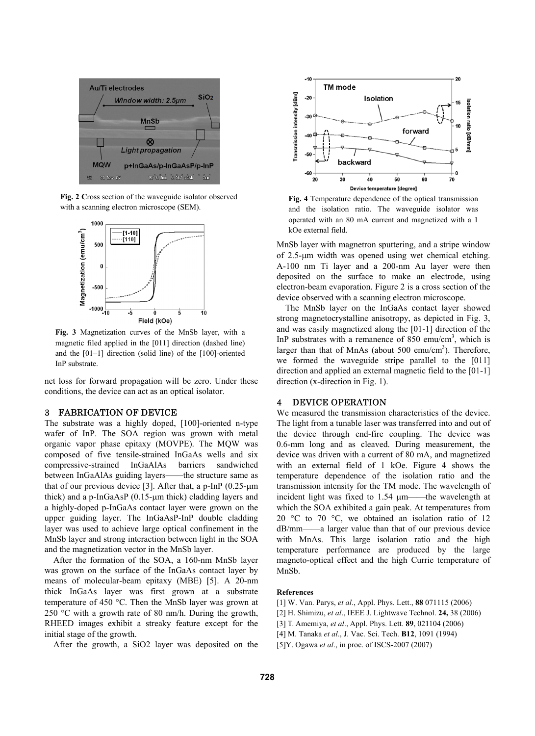Au/Ti electrodes

Window width: 2.5μm

SiO2

MnSb

Light propagation

MQW

p+InGaAs/p-InGaAsP/p-InP

**Fig. 2 C**ross section of the waveguide isolator observed with a scanning electron microscope (SEM).

Magnetization (emu/cm$^3$)

1000

500

0

-500

-1000

-10 -5 0 5 10

Field (kOe)

[1-10]

[110]

**Fig. 3** Magnetization curves of the MnSb layer, with a magnetic filed applied in the [011] direction (dashed line) and the [01–1] direction (solid line) of the [100]-oriented InP substrate.

net loss for forward propagation will be zero. Under these conditions, the device can act as an optical isolator.

## 3 FABRICATION OF DEVICE

The substrate was a highly doped, [100]-oriented n-type wafer of InP. The SOA region was grown with metal organic vapor phase epitaxy (MOVPE). The MQW was composed of five tensile-strained InGaAs wells and six compressive-strained InGaAlAs barriers sandwiched between InGaAlAs guiding layers——the structure same as that of our previous device [3]. After that, a p-InP (0.25-μm thick) and a p-InGaAsP (0.15-μm thick) cladding layers and a highly-doped p-InGaAs contact layer were grown on the upper guiding layer. The InGaAsP-InP double cladding layer was used to achieve large optical confinement in the MnSb layer and strong interaction between light in the SOA and the magnetization vector in the MnSb layer.

After the formation of the SOA, a 160-nm MnSb layer was grown on the surface of the InGaAs contact layer by means of molecular-beam epitaxy (MBE) [5]. A 20-nm thick InGaAs layer was first grown at a substrate temperature of 450 °C. Then the MnSb layer was grown at 250 °C with a growth rate of 80 nm/h. During the growth, RHEED images exhibit a streaky feature except for the initial stage of the growth.

After the growth, a SiO2 layer was deposited on the

TM mode

Isolation

forward

backward

Transmission intensity [dBm]

Isolation ratio [dB/mm]

Device temperature [degree]

-10 -20 -30 -40 -50 -60

20 15 10 5 0

20 30 40 50 60 70

**Fig. 4** Temperature dependence of the optical transmission and the isolation ratio. The waveguide isolator was operated with an 80 mA current and magnetized with a 1 kOe external field.

MnSb layer with magnetron sputtering, and a stripe window of 2.5-μm width was opened using wet chemical etching. A-100 nm Ti layer and a 200-nm Au layer were then deposited on the surface to make an electrode, using electron-beam evaporation. Figure 2 is a cross section of the device observed with a scanning electron microscope.

The MnSb layer on the InGaAs contact layer showed strong magnetocrystalline anisotropy, as depicted in Fig. 3, and was easily magnetized along the [01-1] direction of the InP substrates with a remanence of 850 emu/cm$^3$, which is larger than that of MnAs (about 500 emu/cm$^3$). Therefore, we formed the waveguide stripe parallel to the [011] direction and applied an external magnetic field to the [01-1] direction (x-direction in Fig. 1).

## 4 DEVICE OPERATION

We measured the transmission characteristics of the device. The light from a tunable laser was transferred into and out of the device through end-fire coupling. The device was 0.6-mm long and as cleaved. During measurement, the device was driven with a current of 80 mA, and magnetized with an external field of 1 kOe. Figure 4 shows the temperature dependence of the isolation ratio and the transmission intensity for the TM mode. The wavelength of incident light was fixed to 1.54 μm——the wavelength at which the SOA exhibited a gain peak. At temperatures from 20 °C to 70 °C, we obtained an isolation ratio of 12 dB/mm——a larger value than that of our previous device with MnAs. This large isolation ratio and the high temperature performance are produced by the large magneto-optical effect and the high Currie temperature of MnSb.

**References**

[1] W. Van. Parys, *et al*., Appl. Phys. Lett., **88** 071115 (2006)

[2] H. Shimizu, *et al*., IEEE J. Lightwave Technol. **24,** 38 (2006)

[3] T. Amemiya, *et al*., Appl. Phys. Lett. **89**, 021104 (2006)

[4] M. Tanaka *et al*., J. Vac. Sci. Tech. **B12**, 1091 (1994)

[5]Y. Ogawa *et al*., in proc. of ISCS-2007 (2007)